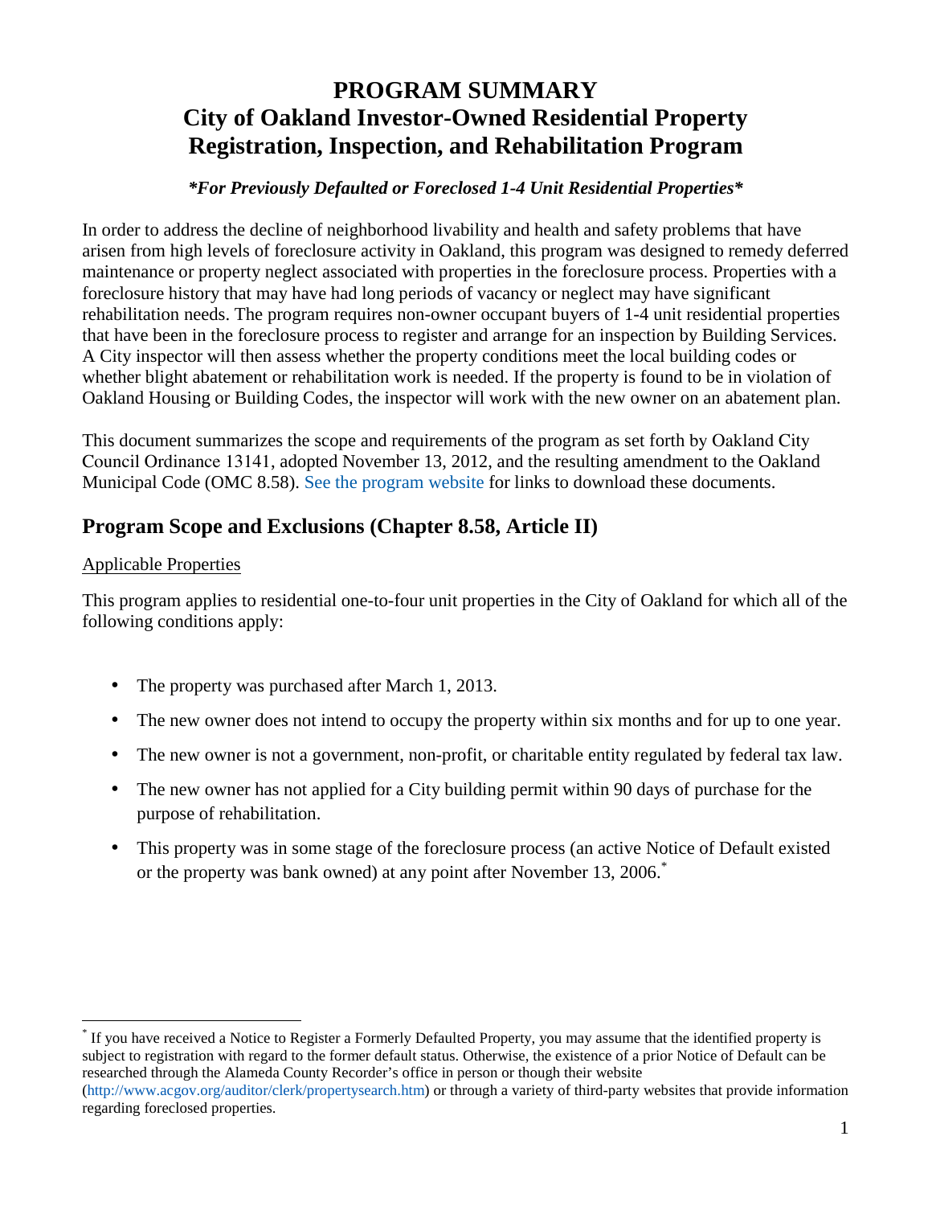# PROGRAM SUMMARY
# City of Oakland Investor-Owned Residential Property Registration, Inspection, and Rehabilitation Program

***For Previously Defaulted or Foreclosed 1-4 Unit Residential Properties***

In order to address the decline of neighborhood livability and health and safety problems that have arisen from high levels of foreclosure activity in Oakland, this program was designed to remedy deferred maintenance or property neglect associated with properties in the foreclosure process. Properties with a foreclosure history that may have had long periods of vacancy or neglect may have significant rehabilitation needs. The program requires non-owner occupant buyers of 1-4 unit residential properties that have been in the foreclosure process to register and arrange for an inspection by Building Services. A City inspector will then assess whether the property conditions meet the local building codes or whether blight abatement or rehabilitation work is needed. If the property is found to be in violation of Oakland Housing or Building Codes, the inspector will work with the new owner on an abatement plan.

This document summarizes the scope and requirements of the program as set forth by Oakland City Council Ordinance 13141, adopted November 13, 2012, and the resulting amendment to the Oakland Municipal Code (OMC 8.58). See the program website for links to download these documents.

## Program Scope and Exclusions (Chapter 8.58, Article II)

Applicable Properties

This program applies to residential one-to-four unit properties in the City of Oakland for which all of the following conditions apply:

- The property was purchased after March 1, 2013.
- The new owner does not intend to occupy the property within six months and for up to one year.
- The new owner is not a government, non-profit, or charitable entity regulated by federal tax law.
- The new owner has not applied for a City building permit within 90 days of purchase for the purpose of rehabilitation.
- This property was in some stage of the foreclosure process (an active Notice of Default existed or the property was bank owned) at any point after November 13, 2006.[*]

---

[*] If you have received a Notice to Register a Formerly Defaulted Property, you may assume that the identified property is subject to registration with regard to the former default status. Otherwise, the existence of a prior Notice of Default can be researched through the Alameda County Recorder's office in person or though their website (http://www.acgov.org/auditor/clerk/propertysearch.htm) or through a variety of third-party websites that provide information regarding foreclosed properties.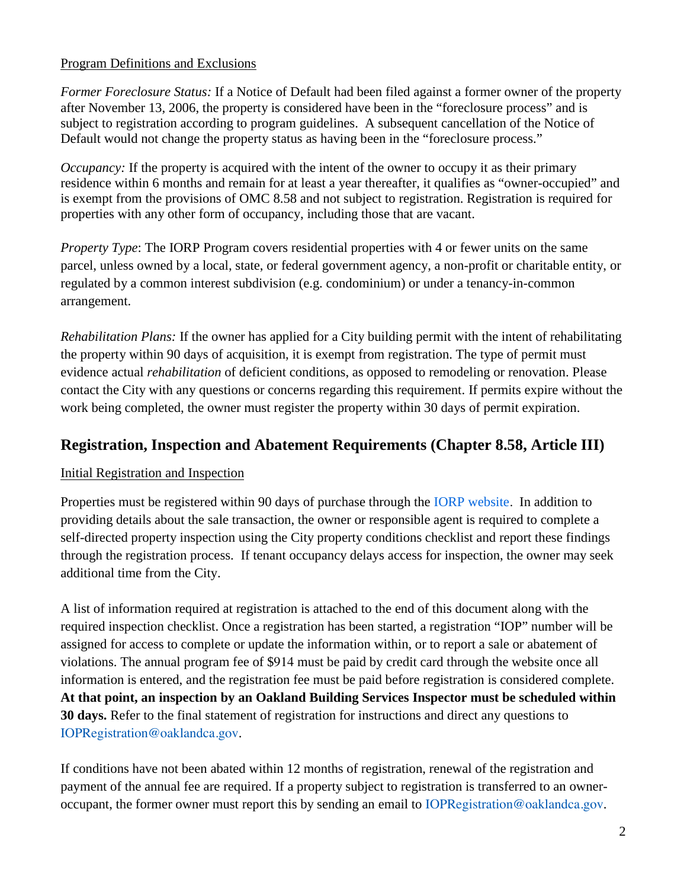Program Definitions and Exclusions

*Former Foreclosure Status:* If a Notice of Default had been filed against a former owner of the property after November 13, 2006, the property is considered have been in the "foreclosure process" and is subject to registration according to program guidelines. A subsequent cancellation of the Notice of Default would not change the property status as having been in the "foreclosure process."

*Occupancy:* If the property is acquired with the intent of the owner to occupy it as their primary residence within 6 months and remain for at least a year thereafter, it qualifies as "owner-occupied" and is exempt from the provisions of OMC 8.58 and not subject to registration. Registration is required for properties with any other form of occupancy, including those that are vacant.

*Property Type*: The IORP Program covers residential properties with 4 or fewer units on the same parcel, unless owned by a local, state, or federal government agency, a non-profit or charitable entity, or regulated by a common interest subdivision (e.g. condominium) or under a tenancy-in-common arrangement.

*Rehabilitation Plans:* If the owner has applied for a City building permit with the intent of rehabilitating the property within 90 days of acquisition, it is exempt from registration. The type of permit must evidence actual *rehabilitation* of deficient conditions, as opposed to remodeling or renovation. Please contact the City with any questions or concerns regarding this requirement. If permits expire without the work being completed, the owner must register the property within 30 days of permit expiration.

## Registration, Inspection and Abatement Requirements (Chapter 8.58, Article III)

Initial Registration and Inspection

Properties must be registered within 90 days of purchase through the IORP website. In addition to providing details about the sale transaction, the owner or responsible agent is required to complete a self-directed property inspection using the City property conditions checklist and report these findings through the registration process. If tenant occupancy delays access for inspection, the owner may seek additional time from the City.

A list of information required at registration is attached to the end of this document along with the required inspection checklist. Once a registration has been started, a registration "IOP" number will be assigned for access to complete or update the information within, or to report a sale or abatement of violations. The annual program fee of $914 must be paid by credit card through the website once all information is entered, and the registration fee must be paid before registration is considered complete. **At that point, an inspection by an Oakland Building Services Inspector must be scheduled within 30 days.** Refer to the final statement of registration for instructions and direct any questions to IOPRegistration@oaklandca.gov.

If conditions have not been abated within 12 months of registration, renewal of the registration and payment of the annual fee are required. If a property subject to registration is transferred to an owner-occupant, the former owner must report this by sending an email to IOPRegistration@oaklandca.gov.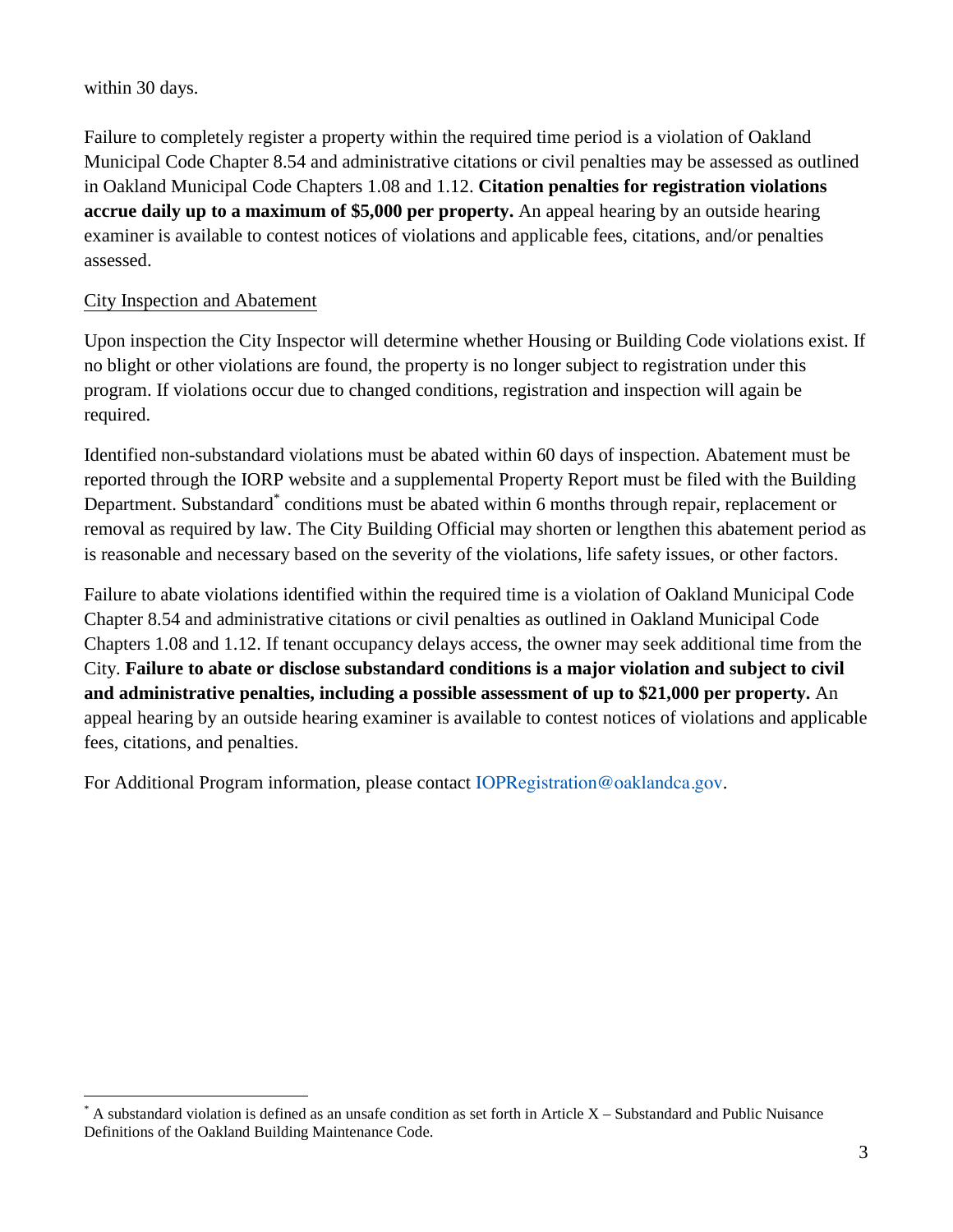within 30 days.

Failure to completely register a property within the required time period is a violation of Oakland Municipal Code Chapter 8.54 and administrative citations or civil penalties may be assessed as outlined in Oakland Municipal Code Chapters 1.08 and 1.12. **Citation penalties for registration violations accrue daily up to a maximum of $5,000 per property.** An appeal hearing by an outside hearing examiner is available to contest notices of violations and applicable fees, citations, and/or penalties assessed.

<u>City Inspection and Abatement</u>

Upon inspection the City Inspector will determine whether Housing or Building Code violations exist. If no blight or other violations are found, the property is no longer subject to registration under this program. If violations occur due to changed conditions, registration and inspection will again be required.

Identified non-substandard violations must be abated within 60 days of inspection. Abatement must be reported through the IORP website and a supplemental Property Report must be filed with the Building Department. Substandard[*] conditions must be abated within 6 months through repair, replacement or removal as required by law. The City Building Official may shorten or lengthen this abatement period as is reasonable and necessary based on the severity of the violations, life safety issues, or other factors.

Failure to abate violations identified within the required time is a violation of Oakland Municipal Code Chapter 8.54 and administrative citations or civil penalties as outlined in Oakland Municipal Code Chapters 1.08 and 1.12. If tenant occupancy delays access, the owner may seek additional time from the City. **Failure to abate or disclose substandard conditions is a major violation and subject to civil and administrative penalties, including a possible assessment of up to $21,000 per property.** An appeal hearing by an outside hearing examiner is available to contest notices of violations and applicable fees, citations, and penalties.

For Additional Program information, please contact IOPRegistration@oaklandca.gov.

---

[*] A substandard violation is defined as an unsafe condition as set forth in Article X – Substandard and Public Nuisance Definitions of the Oakland Building Maintenance Code.